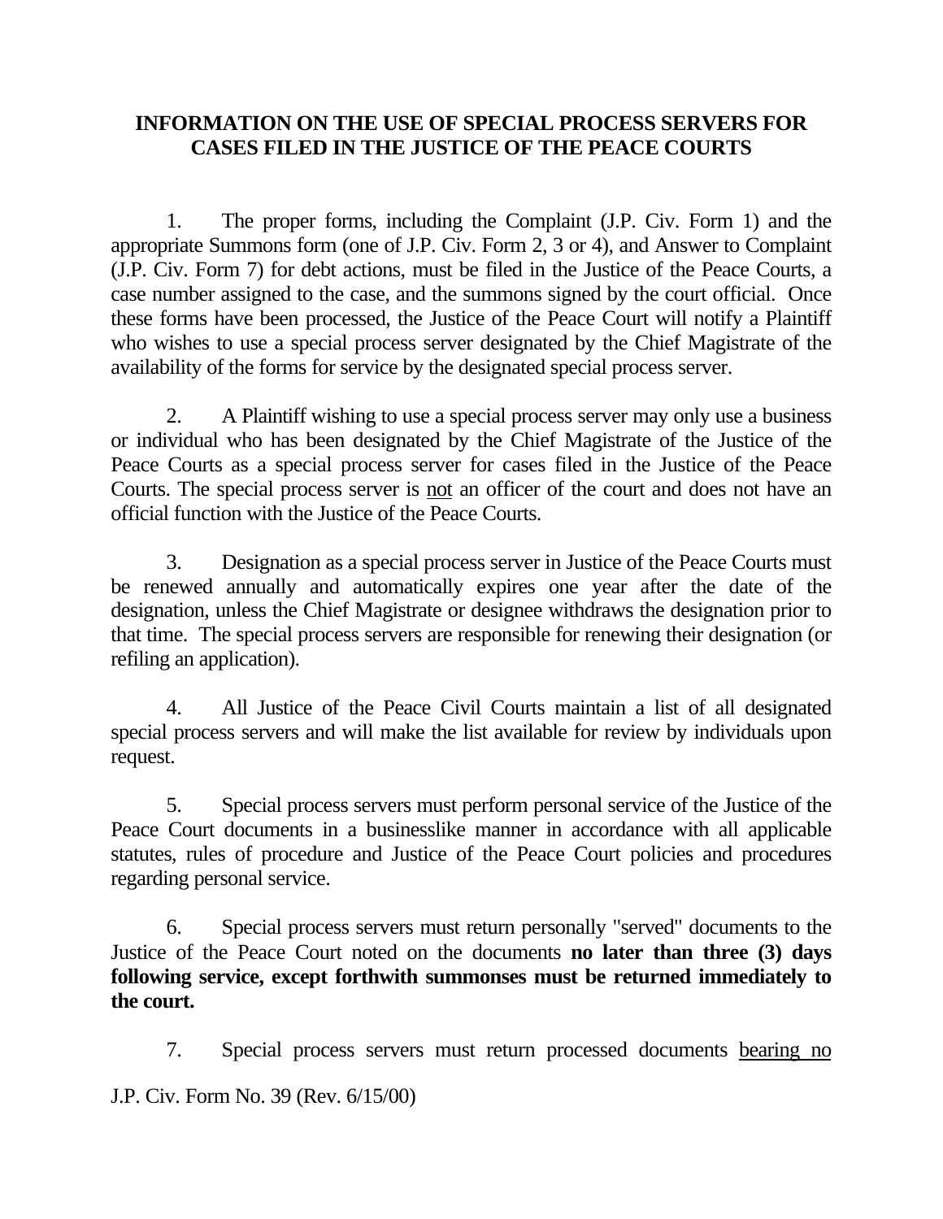# INFORMATION ON THE USE OF SPECIAL PROCESS SERVERS FOR CASES FILED IN THE JUSTICE OF THE PEACE COURTS

1. The proper forms, including the Complaint (J.P. Civ. Form 1) and the appropriate Summons form (one of J.P. Civ. Form 2, 3 or 4), and Answer to Complaint (J.P. Civ. Form 7) for debt actions, must be filed in the Justice of the Peace Courts, a case number assigned to the case, and the summons signed by the court official. Once these forms have been processed, the Justice of the Peace Court will notify a Plaintiff who wishes to use a special process server designated by the Chief Magistrate of the availability of the forms for service by the designated special process server.

2. A Plaintiff wishing to use a special process server may only use a business or individual who has been designated by the Chief Magistrate of the Justice of the Peace Courts as a special process server for cases filed in the Justice of the Peace Courts. The special process server is <u>not</u> an officer of the court and does not have an official function with the Justice of the Peace Courts.

3. Designation as a special process server in Justice of the Peace Courts must be renewed annually and automatically expires one year after the date of the designation, unless the Chief Magistrate or designee withdraws the designation prior to that time. The special process servers are responsible for renewing their designation (or refiling an application).

4. All Justice of the Peace Civil Courts maintain a list of all designated special process servers and will make the list available for review by individuals upon request.

5. Special process servers must perform personal service of the Justice of the Peace Court documents in a businesslike manner in accordance with all applicable statutes, rules of procedure and Justice of the Peace Court policies and procedures regarding personal service.

6. Special process servers must return personally "served" documents to the Justice of the Peace Court noted on the documents **no later than three (3) days following service, except forthwith summonses must be returned immediately to the court.**

7. Special process servers must return processed documents <u>bearing no</u>

J.P. Civ. Form No. 39 (Rev. 6/15/00)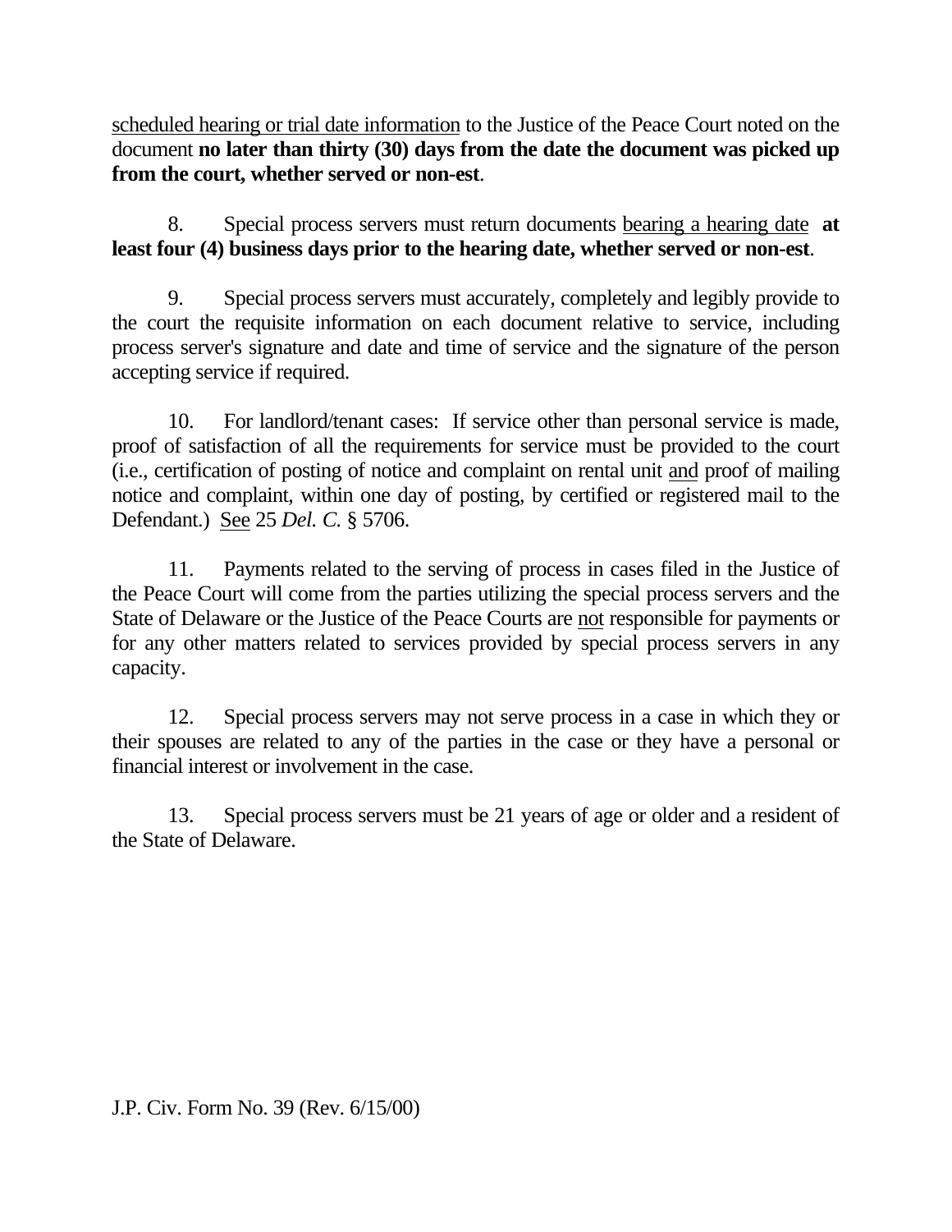scheduled hearing or trial date information to the Justice of the Peace Court noted on the document **no later than thirty (30) days from the date the document was picked up from the court, whether served or non-est**.

8. Special process servers must return documents bearing a hearing date **at least four (4) business days prior to the hearing date, whether served or non-est**.

9. Special process servers must accurately, completely and legibly provide to the court the requisite information on each document relative to service, including process server's signature and date and time of service and the signature of the person accepting service if required.

10. For landlord/tenant cases: If service other than personal service is made, proof of satisfaction of all the requirements for service must be provided to the court (i.e., certification of posting of notice and complaint on rental unit and proof of mailing notice and complaint, within one day of posting, by certified or registered mail to the Defendant.) See 25 *Del. C.* § 5706.

11. Payments related to the serving of process in cases filed in the Justice of the Peace Court will come from the parties utilizing the special process servers and the State of Delaware or the Justice of the Peace Courts are not responsible for payments or for any other matters related to services provided by special process servers in any capacity.

12. Special process servers may not serve process in a case in which they or their spouses are related to any of the parties in the case or they have a personal or financial interest or involvement in the case.

13. Special process servers must be 21 years of age or older and a resident of the State of Delaware.

J.P. Civ. Form No. 39 (Rev. 6/15/00)